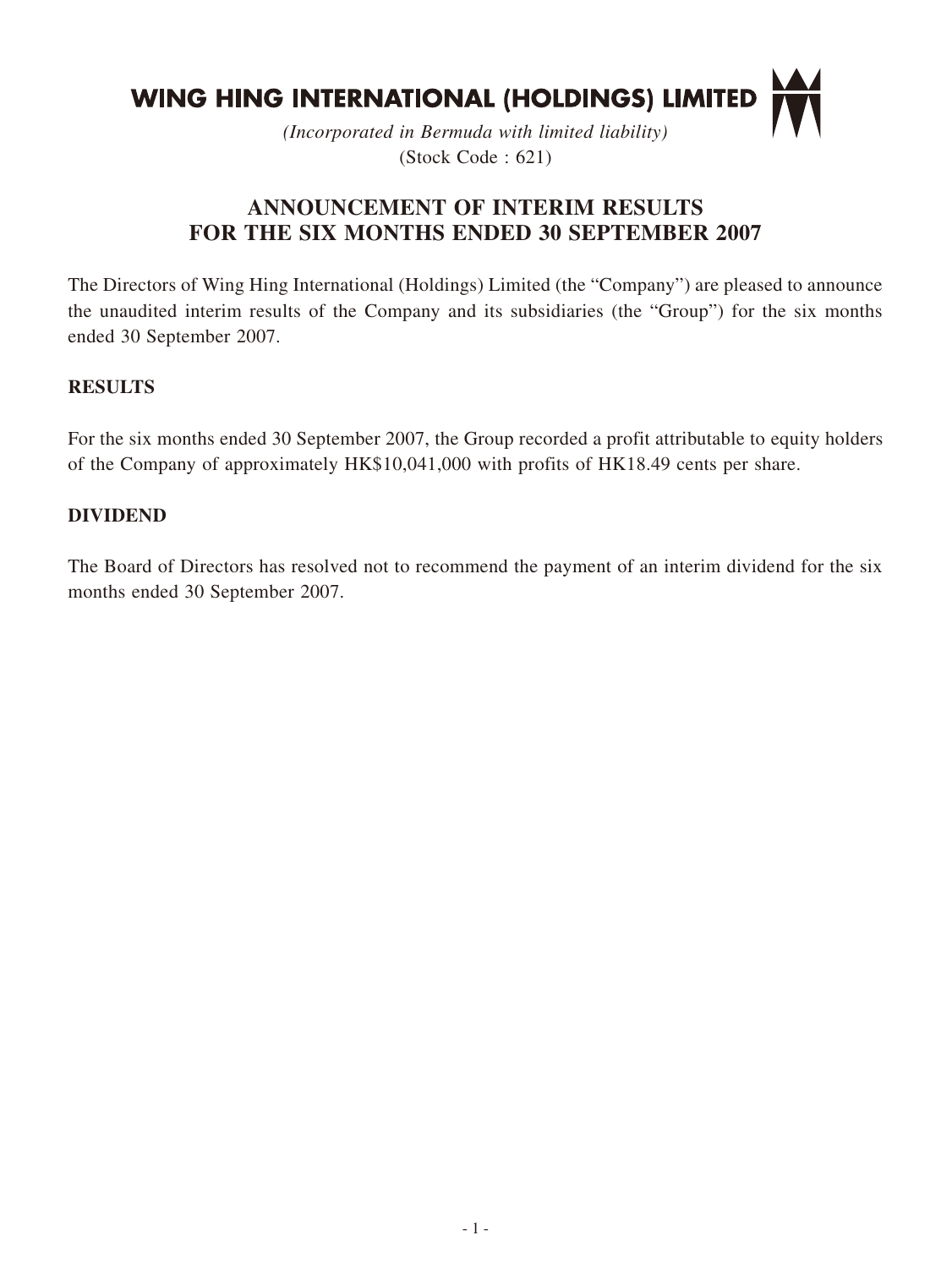# WING HING INTERNATIONAL (HOLDINGS) LIMITED

*(Incorporated in Bermuda with limited liability)*
(Stock Code : 621)

## ANNOUNCEMENT OF INTERIM RESULTS FOR THE SIX MONTHS ENDED 30 SEPTEMBER 2007

The Directors of Wing Hing International (Holdings) Limited (the "Company") are pleased to announce the unaudited interim results of the Company and its subsidiaries (the "Group") for the six months ended 30 September 2007.

**RESULTS**

For the six months ended 30 September 2007, the Group recorded a profit attributable to equity holders of the Company of approximately HK$10,041,000 with profits of HK18.49 cents per share.

**DIVIDEND**

The Board of Directors has resolved not to recommend the payment of an interim dividend for the six months ended 30 September 2007.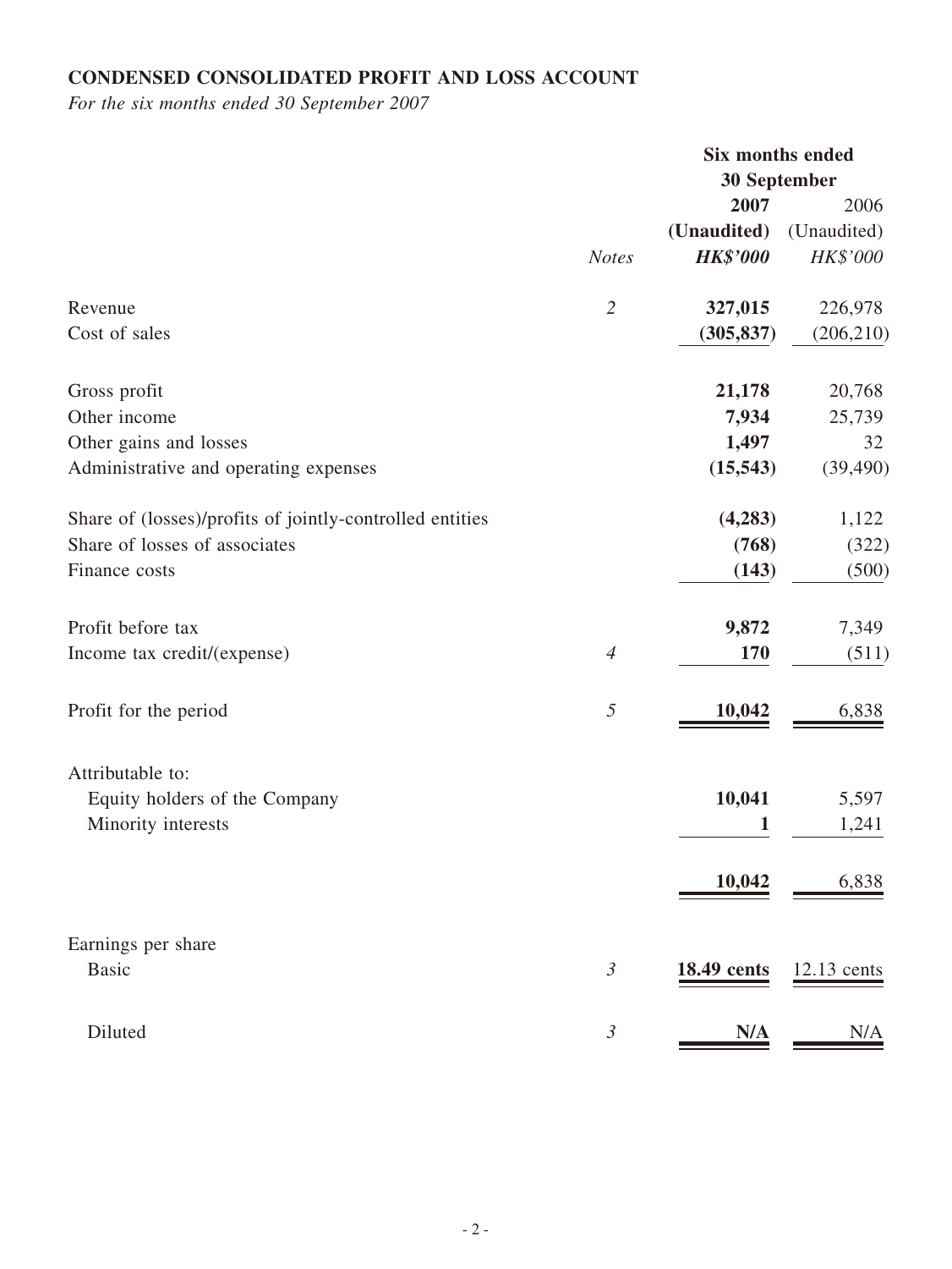**CONDENSED CONSOLIDATED PROFIT AND LOSS ACCOUNT**

*For the six months ended 30 September 2007*

| | | Six months ended 30 September | |
|---|---|---|---|
| | | **2007** | 2006 |
| | | **(Unaudited)** | (Unaudited) |
| | *Notes* | ***HK$'000*** | *HK$'000* |
| Revenue | *2* | **327,015** | 226,978 |
| Cost of sales | | **(305,837)** | (206,210) |
| Gross profit | | **21,178** | 20,768 |
| Other income | | **7,934** | 25,739 |
| Other gains and losses | | **1,497** | 32 |
| Administrative and operating expenses | | **(15,543)** | (39,490) |
| Share of (losses)/profits of jointly-controlled entities | | **(4,283)** | 1,122 |
| Share of losses of associates | | **(768)** | (322) |
| Finance costs | | **(143)** | (500) |
| Profit before tax | | **9,872** | 7,349 |
| Income tax credit/(expense) | *4* | **170** | (511) |
| Profit for the period | *5* | **10,042** | 6,838 |
| Attributable to: | | | |
| Equity holders of the Company | | **10,041** | 5,597 |
| Minority interests | | **1** | 1,241 |
| | | **10,042** | 6,838 |
| Earnings per share | | | |
| Basic | *3* | **18.49 cents** | 12.13 cents |
| Diluted | *3* | **N/A** | N/A |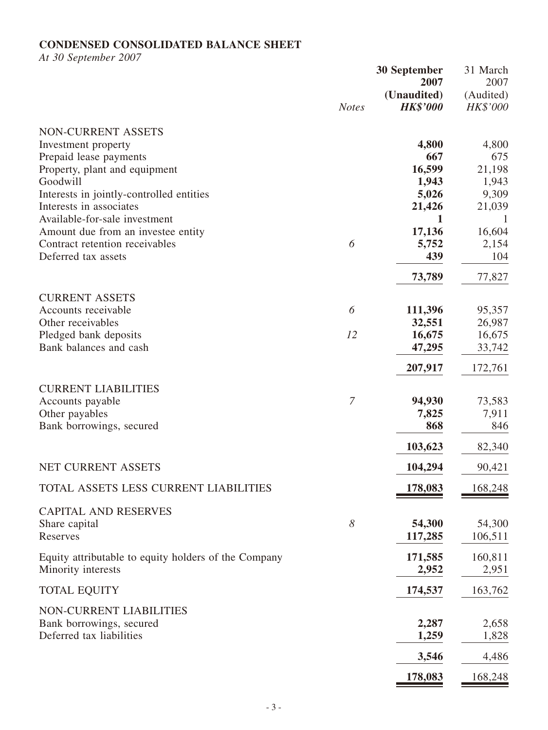# CONDENSED CONSOLIDATED BALANCE SHEET

*At 30 September 2007*

| | Notes | 30 September 2007 (Unaudited) HK$'000 | 31 March 2007 (Audited) HK$'000 |
|---|---|---|---|
| NON-CURRENT ASSETS | | | |
| Investment property | | **4,800** | 4,800 |
| Prepaid lease payments | | **667** | 675 |
| Property, plant and equipment | | **16,599** | 21,198 |
| Goodwill | | **1,943** | 1,943 |
| Interests in jointly-controlled entities | | **5,026** | 9,309 |
| Interests in associates | | **21,426** | 21,039 |
| Available-for-sale investment | | **1** | 1 |
| Amount due from an investee entity | | **17,136** | 16,604 |
| Contract retention receivables | *6* | **5,752** | 2,154 |
| Deferred tax assets | | **439** | 104 |
| | | **73,789** | 77,827 |
| CURRENT ASSETS | | | |
| Accounts receivable | *6* | **111,396** | 95,357 |
| Other receivables | | **32,551** | 26,987 |
| Pledged bank deposits | *12* | **16,675** | 16,675 |
| Bank balances and cash | | **47,295** | 33,742 |
| | | **207,917** | 172,761 |
| CURRENT LIABILITIES | | | |
| Accounts payable | *7* | **94,930** | 73,583 |
| Other payables | | **7,825** | 7,911 |
| Bank borrowings, secured | | **868** | 846 |
| | | **103,623** | 82,340 |
| NET CURRENT ASSETS | | **104,294** | 90,421 |
| TOTAL ASSETS LESS CURRENT LIABILITIES | | **178,083** | 168,248 |
| CAPITAL AND RESERVES | | | |
| Share capital | *8* | **54,300** | 54,300 |
| Reserves | | **117,285** | 106,511 |
| Equity attributable to equity holders of the Company | | **171,585** | 160,811 |
| Minority interests | | **2,952** | 2,951 |
| TOTAL EQUITY | | **174,537** | 163,762 |
| NON-CURRENT LIABILITIES | | | |
| Bank borrowings, secured | | **2,287** | 2,658 |
| Deferred tax liabilities | | **1,259** | 1,828 |
| | | **3,546** | 4,486 |
| | | **178,083** | 168,248 |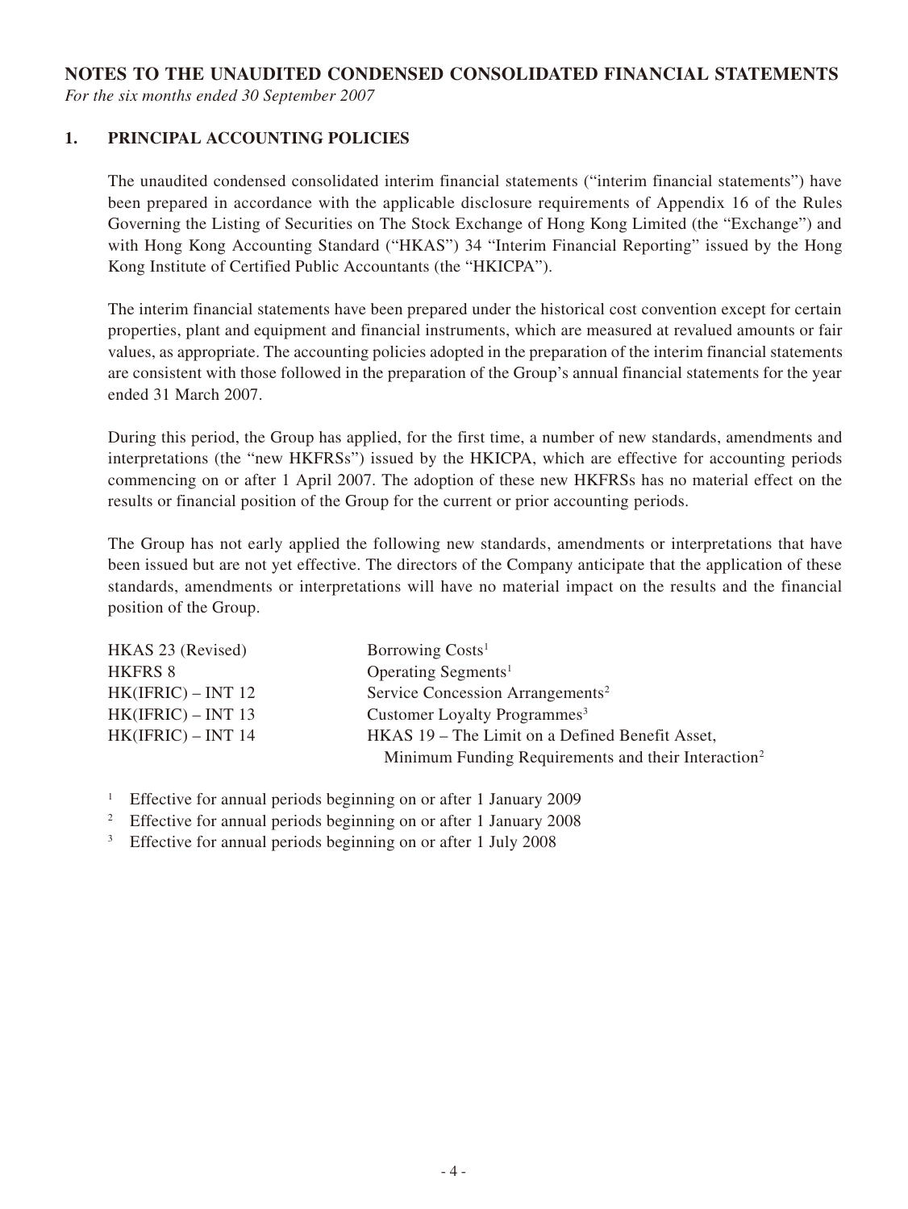# NOTES TO THE UNAUDITED CONDENSED CONSOLIDATED FINANCIAL STATEMENTS

*For the six months ended 30 September 2007*

## 1. PRINCIPAL ACCOUNTING POLICIES

The unaudited condensed consolidated interim financial statements ("interim financial statements") have been prepared in accordance with the applicable disclosure requirements of Appendix 16 of the Rules Governing the Listing of Securities on The Stock Exchange of Hong Kong Limited (the "Exchange") and with Hong Kong Accounting Standard ("HKAS") 34 "Interim Financial Reporting" issued by the Hong Kong Institute of Certified Public Accountants (the "HKICPA").

The interim financial statements have been prepared under the historical cost convention except for certain properties, plant and equipment and financial instruments, which are measured at revalued amounts or fair values, as appropriate. The accounting policies adopted in the preparation of the interim financial statements are consistent with those followed in the preparation of the Group's annual financial statements for the year ended 31 March 2007.

During this period, the Group has applied, for the first time, a number of new standards, amendments and interpretations (the "new HKFRSs") issued by the HKICPA, which are effective for accounting periods commencing on or after 1 April 2007. The adoption of these new HKFRSs has no material effect on the results or financial position of the Group for the current or prior accounting periods.

The Group has not early applied the following new standards, amendments or interpretations that have been issued but are not yet effective. The directors of the Company anticipate that the application of these standards, amendments or interpretations will have no material impact on the results and the financial position of the Group.

| | |
|---|---|
| HKAS 23 (Revised) | Borrowing Costs[1] |
| HKFRS 8 | Operating Segments[1] |
| HK(IFRIC) – INT 12 | Service Concession Arrangements[2] |
| HK(IFRIC) – INT 13 | Customer Loyalty Programmes[3] |
| HK(IFRIC) – INT 14 | HKAS 19 – The Limit on a Defined Benefit Asset, Minimum Funding Requirements and their Interaction[2] |

[1] Effective for annual periods beginning on or after 1 January 2009

[2] Effective for annual periods beginning on or after 1 January 2008

[3] Effective for annual periods beginning on or after 1 July 2008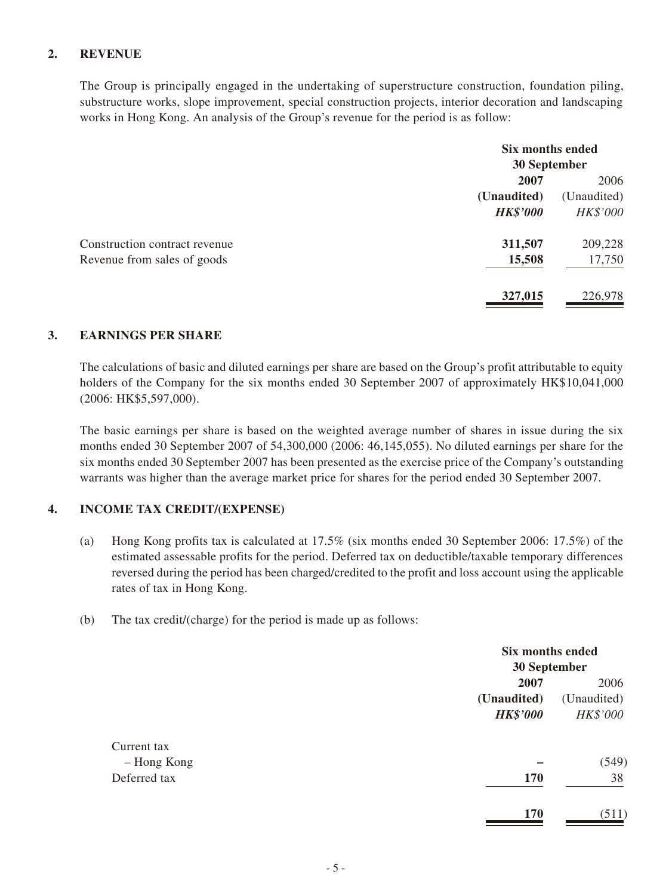## 2. REVENUE

The Group is principally engaged in the undertaking of superstructure construction, foundation piling, substructure works, slope improvement, special construction projects, interior decoration and landscaping works in Hong Kong. An analysis of the Group's revenue for the period is as follow:

| | Six months ended 30 September | |
|---|---|---|
| | **2007** | 2006 |
| | **(Unaudited)** | (Unaudited) |
| | ***HK$'000*** | *HK$'000* |
| Construction contract revenue | **311,507** | 209,228 |
| Revenue from sales of goods | **15,508** | 17,750 |
| | **327,015** | 226,978 |

## 3. EARNINGS PER SHARE

The calculations of basic and diluted earnings per share are based on the Group's profit attributable to equity holders of the Company for the six months ended 30 September 2007 of approximately HK$10,041,000 (2006: HK$5,597,000).

The basic earnings per share is based on the weighted average number of shares in issue during the six months ended 30 September 2007 of 54,300,000 (2006: 46,145,055). No diluted earnings per share for the six months ended 30 September 2007 has been presented as the exercise price of the Company's outstanding warrants was higher than the average market price for shares for the period ended 30 September 2007.

## 4. INCOME TAX CREDIT/(EXPENSE)

(a) Hong Kong profits tax is calculated at 17.5% (six months ended 30 September 2006: 17.5%) of the estimated assessable profits for the period. Deferred tax on deductible/taxable temporary differences reversed during the period has been charged/credited to the profit and loss account using the applicable rates of tax in Hong Kong.

(b) The tax credit/(charge) for the period is made up as follows:

| | Six months ended 30 September | |
|---|---|---|
| | **2007** | 2006 |
| | **(Unaudited)** | (Unaudited) |
| | ***HK$'000*** | *HK$'000* |
| Current tax | | |
| – Hong Kong | **–** | (549) |
| Deferred tax | **170** | 38 |
| | **170** | (511) |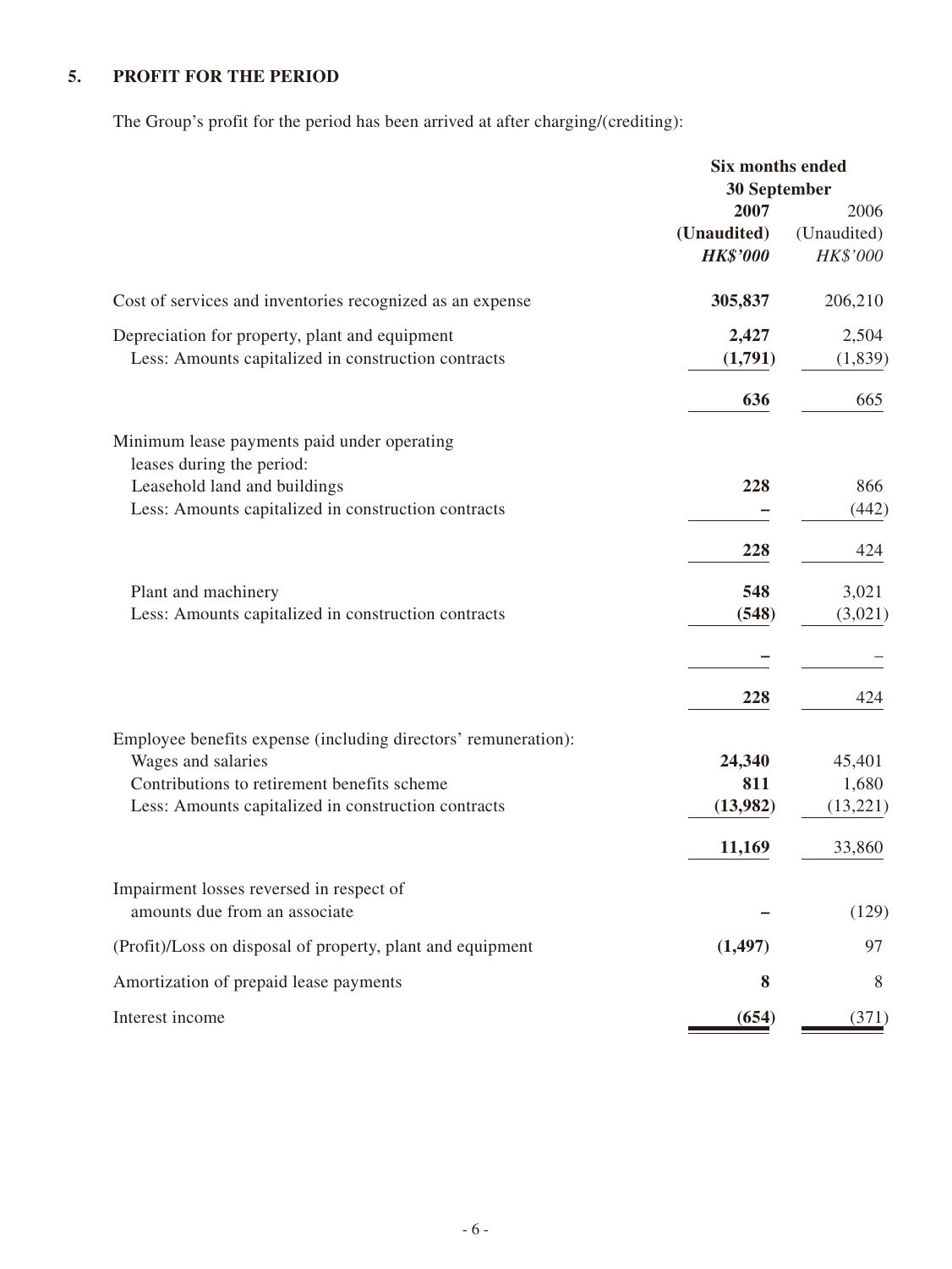## 5. PROFIT FOR THE PERIOD

The Group's profit for the period has been arrived at after charging/(crediting):

| | Six months ended 30 September | |
|---|---|---|
| | **2007** | 2006 |
| | **(Unaudited)** | (Unaudited) |
| | ***HK$'000*** | *HK$'000* |
| Cost of services and inventories recognized as an expense | **305,837** | 206,210 |
| Depreciation for property, plant and equipment | **2,427** | 2,504 |
| Less: Amounts capitalized in construction contracts | **(1,791)** | (1,839) |
| | **636** | 665 |
| Minimum lease payments paid under operating leases during the period: | | |
| Leasehold land and buildings | **228** | 866 |
| Less: Amounts capitalized in construction contracts | **–** | (442) |
| | **228** | 424 |
| Plant and machinery | **548** | 3,021 |
| Less: Amounts capitalized in construction contracts | **(548)** | (3,021) |
| | **–** | – |
| | **228** | 424 |
| Employee benefits expense (including directors' remuneration): | | |
| Wages and salaries | **24,340** | 45,401 |
| Contributions to retirement benefits scheme | **811** | 1,680 |
| Less: Amounts capitalized in construction contracts | **(13,982)** | (13,221) |
| | **11,169** | 33,860 |
| Impairment losses reversed in respect of amounts due from an associate | **–** | (129) |
| (Profit)/Loss on disposal of property, plant and equipment | **(1,497)** | 97 |
| Amortization of prepaid lease payments | **8** | 8 |
| Interest income | **(654)** | (371) |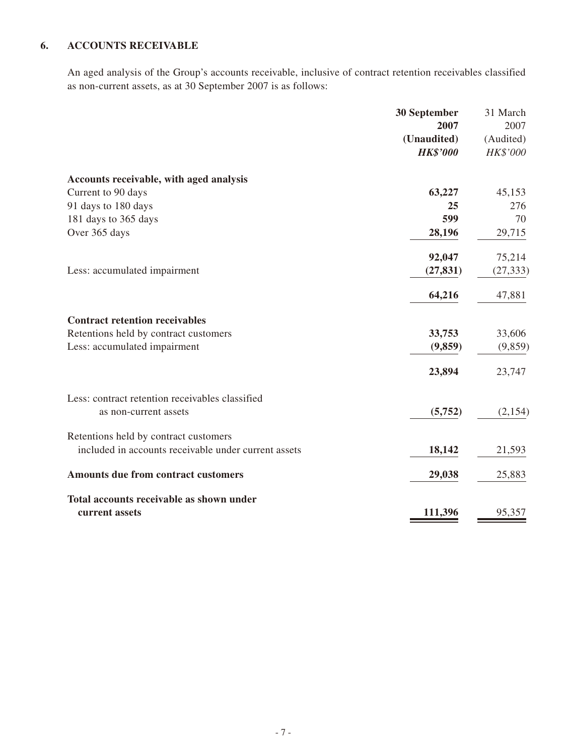## 6. ACCOUNTS RECEIVABLE

An aged analysis of the Group's accounts receivable, inclusive of contract retention receivables classified as non-current assets, as at 30 September 2007 is as follows:

| | **30 September 2007** | 31 March 2007 |
|---|---|---|
| | **(Unaudited)** | (Audited) |
| | ***HK$'000*** | *HK$'000* |
| **Accounts receivable, with aged analysis** | | |
| Current to 90 days | **63,227** | 45,153 |
| 91 days to 180 days | **25** | 276 |
| 181 days to 365 days | **599** | 70 |
| Over 365 days | **28,196** | 29,715 |
| | **92,047** | 75,214 |
| Less: accumulated impairment | **(27,831)** | (27,333) |
| | **64,216** | 47,881 |
| **Contract retention receivables** | | |
| Retentions held by contract customers | **33,753** | 33,606 |
| Less: accumulated impairment | **(9,859)** | (9,859) |
| | **23,894** | 23,747 |
| Less: contract retention receivables classified as non-current assets | **(5,752)** | (2,154) |
| Retentions held by contract customers included in accounts receivable under current assets | **18,142** | 21,593 |
| **Amounts due from contract customers** | **29,038** | 25,883 |
| **Total accounts receivable as shown under current assets** | **111,396** | 95,357 |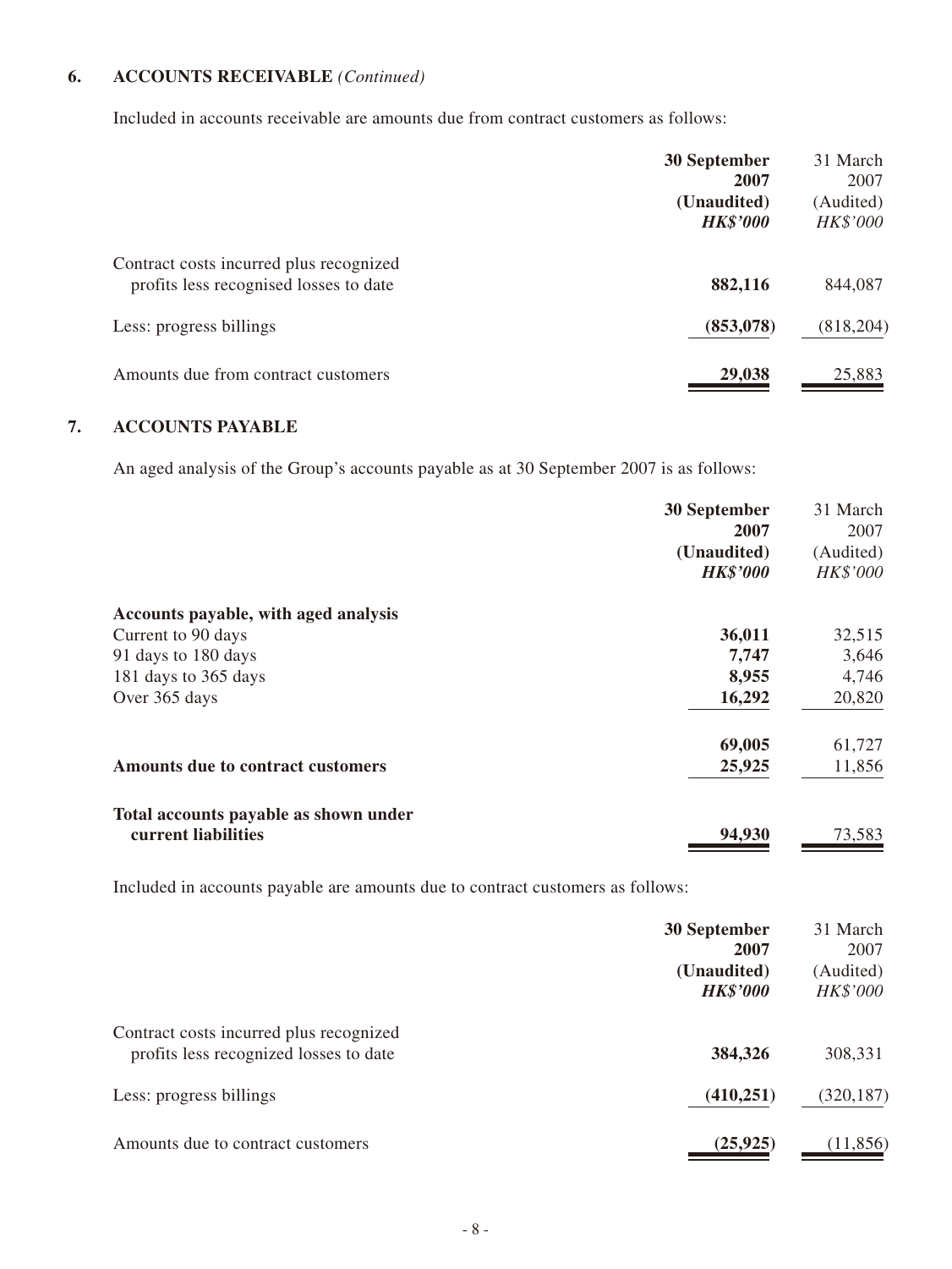## 6. ACCOUNTS RECEIVABLE *(Continued)*

Included in accounts receivable are amounts due from contract customers as follows:

| | **30 September 2007 (Unaudited)** ***HK$'000*** | 31 March 2007 (Audited) *HK$'000* |
|---|---|---|
| Contract costs incurred plus recognized profits less recognised losses to date | **882,116** | 844,087 |
| Less: progress billings | **(853,078)** | (818,204) |
| Amounts due from contract customers | **29,038** | 25,883 |

## 7. ACCOUNTS PAYABLE

An aged analysis of the Group's accounts payable as at 30 September 2007 is as follows:

| | **30 September 2007 (Unaudited)** ***HK$'000*** | 31 March 2007 (Audited) *HK$'000* |
|---|---|---|
| **Accounts payable, with aged analysis** | | |
| Current to 90 days | **36,011** | 32,515 |
| 91 days to 180 days | **7,747** | 3,646 |
| 181 days to 365 days | **8,955** | 4,746 |
| Over 365 days | **16,292** | 20,820 |
| | **69,005** | 61,727 |
| **Amounts due to contract customers** | **25,925** | 11,856 |
| **Total accounts payable as shown under current liabilities** | **94,930** | 73,583 |

Included in accounts payable are amounts due to contract customers as follows:

| | **30 September 2007 (Unaudited)** ***HK$'000*** | 31 March 2007 (Audited) *HK$'000* |
|---|---|---|
| Contract costs incurred plus recognized profits less recognized losses to date | **384,326** | 308,331 |
| Less: progress billings | **(410,251)** | (320,187) |
| Amounts due to contract customers | **(25,925)** | (11,856) |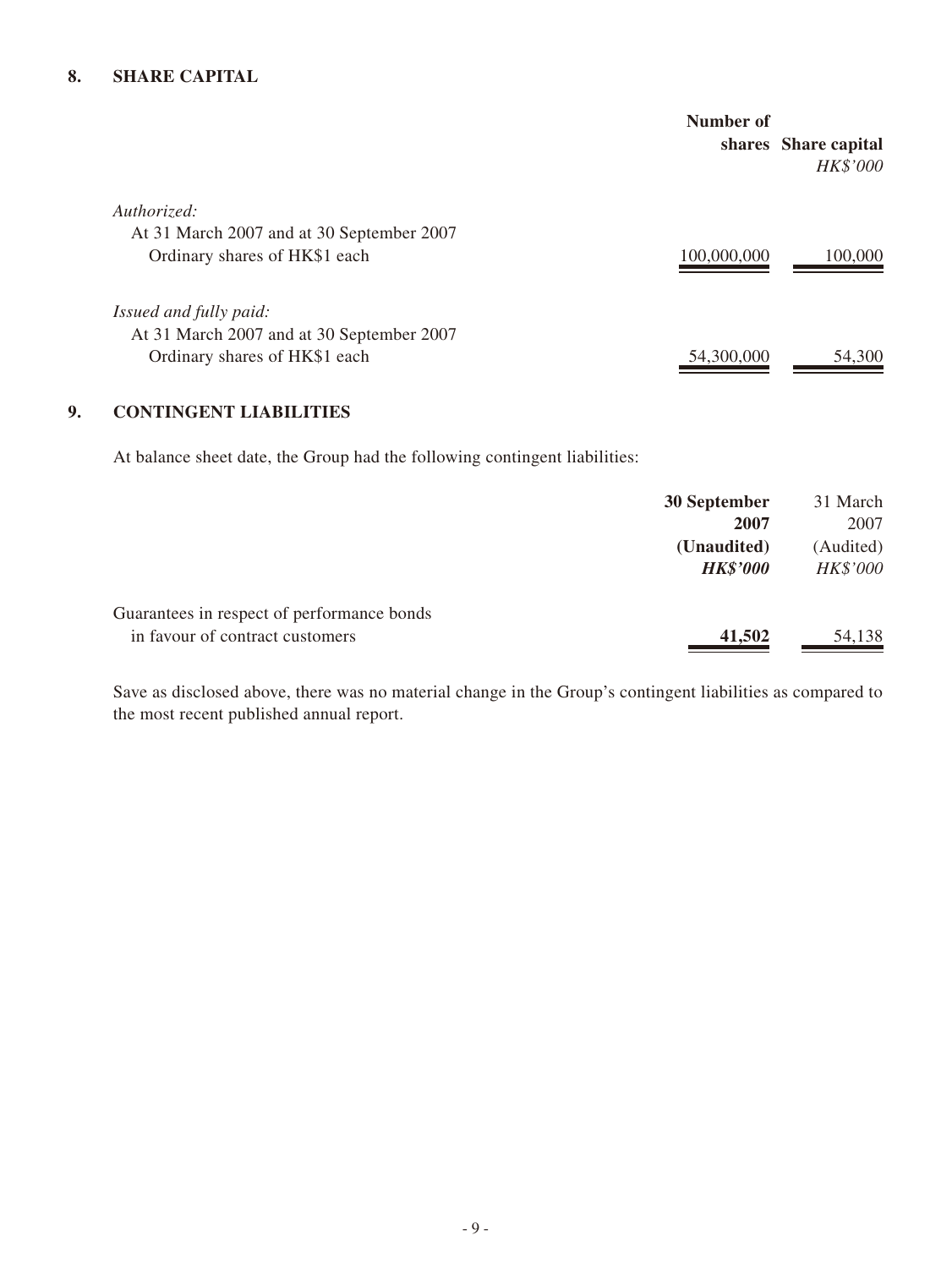## 8. SHARE CAPITAL

| | Number of shares | Share capital *HK$'000* |
|---|---|---|
| *Authorized:* | | |
| At 31 March 2007 and at 30 September 2007 | | |
| Ordinary shares of HK$1 each | 100,000,000 | 100,000 |
| *Issued and fully paid:* | | |
| At 31 March 2007 and at 30 September 2007 | | |
| Ordinary shares of HK$1 each | 54,300,000 | 54,300 |

## 9. CONTINGENT LIABILITIES

At balance sheet date, the Group had the following contingent liabilities:

| | **30 September 2007 (Unaudited)** ***HK$'000*** | 31 March 2007 (Audited) *HK$'000* |
|---|---|---|
| Guarantees in respect of performance bonds in favour of contract customers | **41,502** | 54,138 |

Save as disclosed above, there was no material change in the Group's contingent liabilities as compared to the most recent published annual report.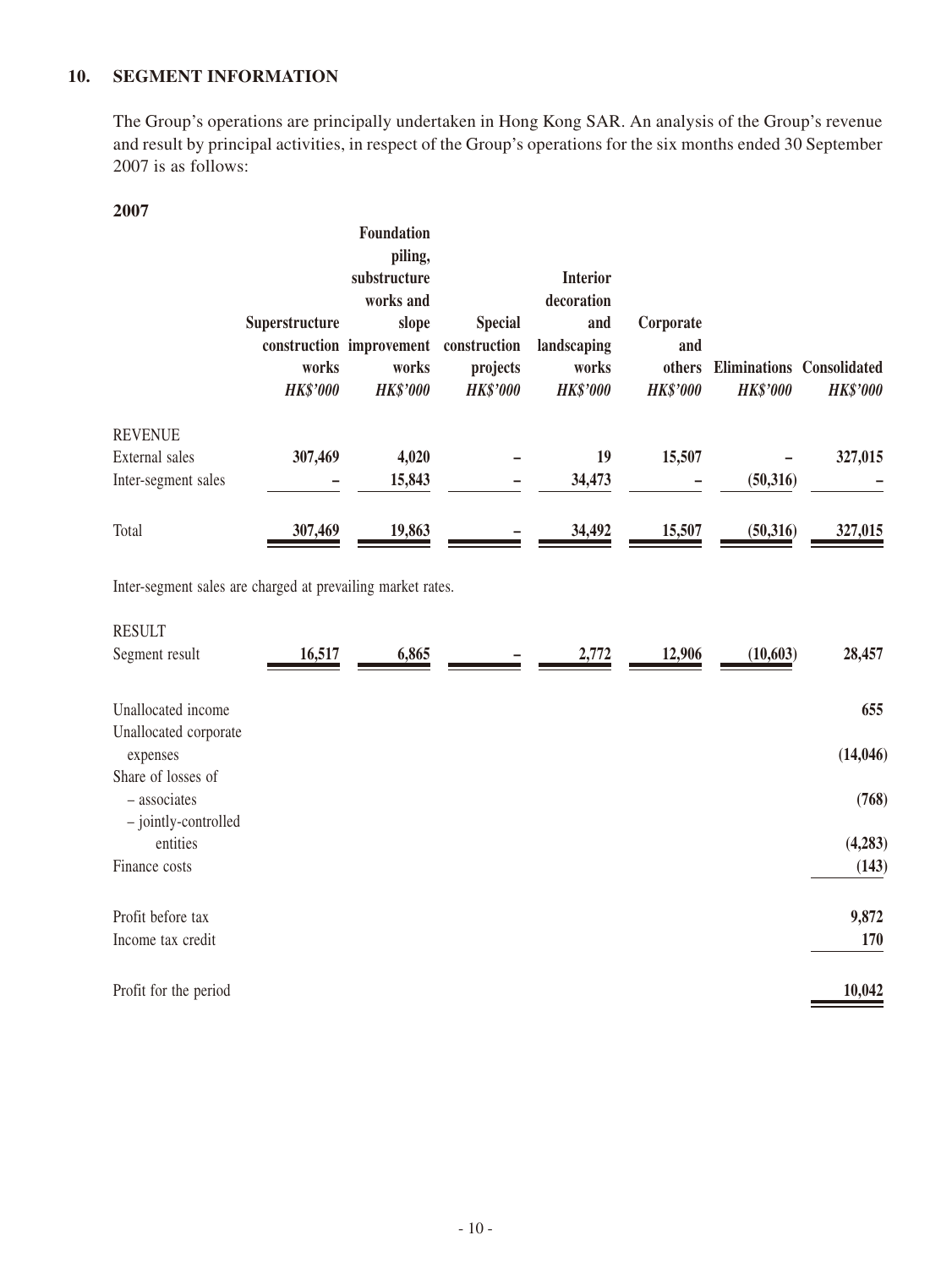## 10. SEGMENT INFORMATION

The Group's operations are principally undertaken in Hong Kong SAR. An analysis of the Group's revenue and result by principal activities, in respect of the Group's operations for the six months ended 30 September 2007 is as follows:

**2007**

| | Superstructure construction works | Foundation piling, substructure works and slope improvement works | Special construction projects | Interior decoration and landscaping works | Corporate and others | Eliminations | Consolidated |
|---|---|---|---|---|---|---|---|
| | *HK$'000* | *HK$'000* | *HK$'000* | *HK$'000* | *HK$'000* | *HK$'000* | *HK$'000* |
| REVENUE | | | | | | | |
| External sales | 307,469 | 4,020 | – | 19 | 15,507 | – | 327,015 |
| Inter-segment sales | – | 15,843 | – | 34,473 | – | (50,316) | – |
| Total | 307,469 | 19,863 | – | 34,492 | 15,507 | (50,316) | 327,015 |

Inter-segment sales are charged at prevailing market rates.

| | Superstructure construction works | Foundation piling, substructure works and slope improvement works | Special construction projects | Interior decoration and landscaping works | Corporate and others | Eliminations | Consolidated |
|---|---|---|---|---|---|---|---|
| RESULT | | | | | | | |
| Segment result | 16,517 | 6,865 | – | 2,772 | 12,906 | (10,603) | 28,457 |
| Unallocated income | | | | | | | 655 |
| Unallocated corporate expenses | | | | | | | (14,046) |
| Share of losses of | | | | | | | |
| – associates | | | | | | | (768) |
| – jointly-controlled entities | | | | | | | (4,283) |
| Finance costs | | | | | | | (143) |
| Profit before tax | | | | | | | 9,872 |
| Income tax credit | | | | | | | 170 |
| Profit for the period | | | | | | | 10,042 |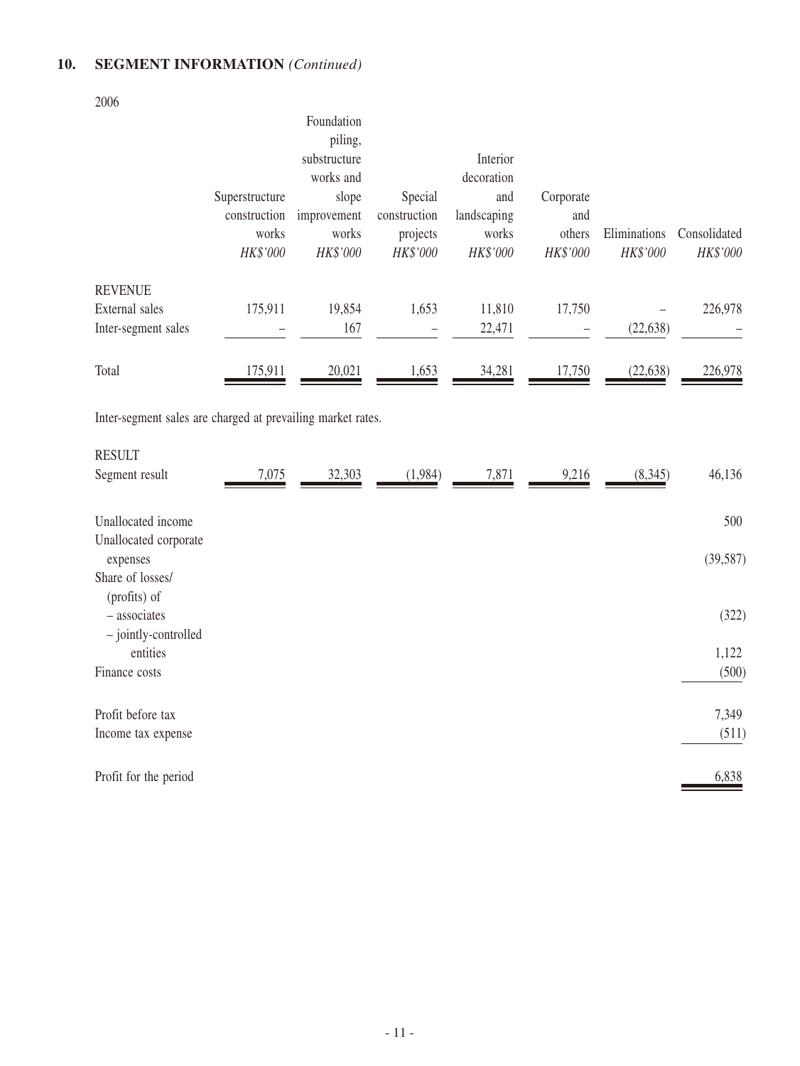## 10. SEGMENT INFORMATION *(Continued)*

2006

| | Superstructure construction works | Foundation piling, substructure works and slope improvement works | Special construction projects | Interior decoration and landscaping works | Corporate and others | Eliminations | Consolidated |
|---|---|---|---|---|---|---|---|
| | *HK$'000* | *HK$'000* | *HK$'000* | *HK$'000* | *HK$'000* | *HK$'000* | *HK$'000* |
| REVENUE | | | | | | | |
| External sales | 175,911 | 19,854 | 1,653 | 11,810 | 17,750 | – | 226,978 |
| Inter-segment sales | – | 167 | – | 22,471 | – | (22,638) | – |
| Total | 175,911 | 20,021 | 1,653 | 34,281 | 17,750 | (22,638) | 226,978 |

Inter-segment sales are charged at prevailing market rates.

| | Superstructure construction works | Foundation piling, substructure works and slope improvement works | Special construction projects | Interior decoration and landscaping works | Corporate and others | Eliminations | Consolidated |
|---|---|---|---|---|---|---|---|
| RESULT | | | | | | | |
| Segment result | 7,075 | 32,303 | (1,984) | 7,871 | 9,216 | (8,345) | 46,136 |
| Unallocated income | | | | | | | 500 |
| Unallocated corporate expenses | | | | | | | (39,587) |
| Share of losses/ (profits) of | | | | | | | |
| – associates | | | | | | | (322) |
| – jointly-controlled entities | | | | | | | 1,122 |
| Finance costs | | | | | | | (500) |
| Profit before tax | | | | | | | 7,349 |
| Income tax expense | | | | | | | (511) |
| Profit for the period | | | | | | | 6,838 |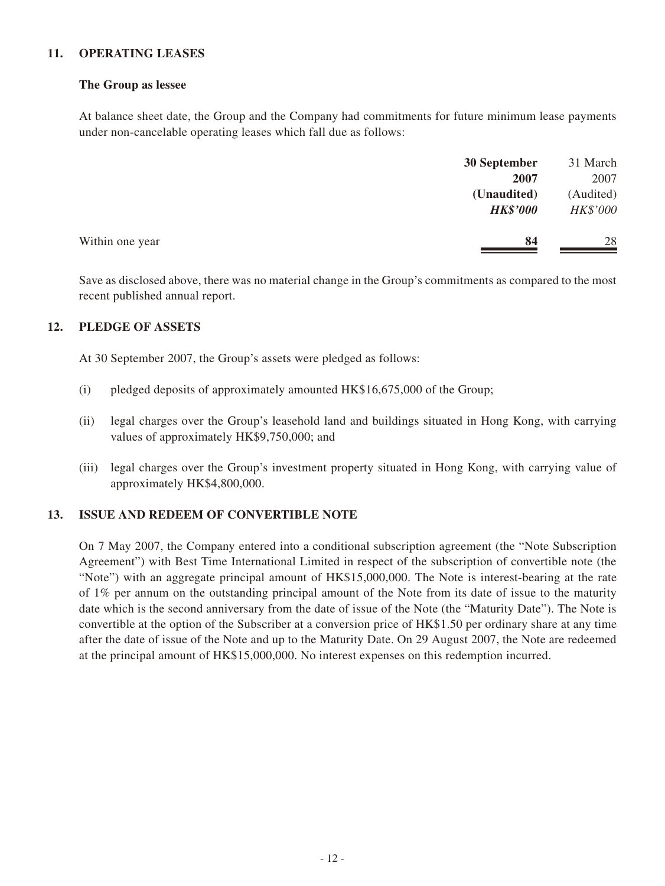## 11. OPERATING LEASES

### The Group as lessee

At balance sheet date, the Group and the Company had commitments for future minimum lease payments under non-cancelable operating leases which fall due as follows:

| | **30 September 2007 (Unaudited)** ***HK$'000*** | 31 March 2007 (Audited) *HK$'000* |
|---|---|---|
| Within one year | **84** | 28 |

Save as disclosed above, there was no material change in the Group's commitments as compared to the most recent published annual report.

## 12. PLEDGE OF ASSETS

At 30 September 2007, the Group's assets were pledged as follows:

(i) pledged deposits of approximately amounted HK$16,675,000 of the Group;

(ii) legal charges over the Group's leasehold land and buildings situated in Hong Kong, with carrying values of approximately HK$9,750,000; and

(iii) legal charges over the Group's investment property situated in Hong Kong, with carrying value of approximately HK$4,800,000.

## 13. ISSUE AND REDEEM OF CONVERTIBLE NOTE

On 7 May 2007, the Company entered into a conditional subscription agreement (the "Note Subscription Agreement") with Best Time International Limited in respect of the subscription of convertible note (the "Note") with an aggregate principal amount of HK$15,000,000. The Note is interest-bearing at the rate of 1% per annum on the outstanding principal amount of the Note from its date of issue to the maturity date which is the second anniversary from the date of issue of the Note (the "Maturity Date"). The Note is convertible at the option of the Subscriber at a conversion price of HK$1.50 per ordinary share at any time after the date of issue of the Note and up to the Maturity Date. On 29 August 2007, the Note are redeemed at the principal amount of HK$15,000,000. No interest expenses on this redemption incurred.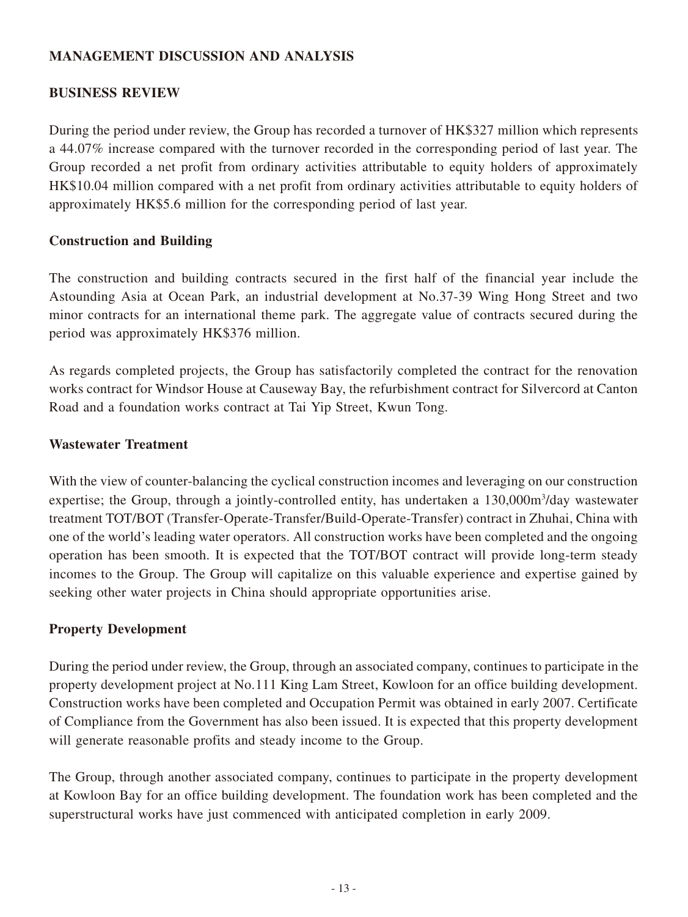## MANAGEMENT DISCUSSION AND ANALYSIS

### BUSINESS REVIEW

During the period under review, the Group has recorded a turnover of HK$327 million which represents a 44.07% increase compared with the turnover recorded in the corresponding period of last year. The Group recorded a net profit from ordinary activities attributable to equity holders of approximately HK$10.04 million compared with a net profit from ordinary activities attributable to equity holders of approximately HK$5.6 million for the corresponding period of last year.

### Construction and Building

The construction and building contracts secured in the first half of the financial year include the Astounding Asia at Ocean Park, an industrial development at No.37-39 Wing Hong Street and two minor contracts for an international theme park. The aggregate value of contracts secured during the period was approximately HK$376 million.

As regards completed projects, the Group has satisfactorily completed the contract for the renovation works contract for Windsor House at Causeway Bay, the refurbishment contract for Silvercord at Canton Road and a foundation works contract at Tai Yip Street, Kwun Tong.

### Wastewater Treatment

With the view of counter-balancing the cyclical construction incomes and leveraging on our construction expertise; the Group, through a jointly-controlled entity, has undertaken a 130,000$m^3$/day wastewater treatment TOT/BOT (Transfer-Operate-Transfer/Build-Operate-Transfer) contract in Zhuhai, China with one of the world's leading water operators. All construction works have been completed and the ongoing operation has been smooth. It is expected that the TOT/BOT contract will provide long-term steady incomes to the Group. The Group will capitalize on this valuable experience and expertise gained by seeking other water projects in China should appropriate opportunities arise.

### Property Development

During the period under review, the Group, through an associated company, continues to participate in the property development project at No.111 King Lam Street, Kowloon for an office building development. Construction works have been completed and Occupation Permit was obtained in early 2007. Certificate of Compliance from the Government has also been issued. It is expected that this property development will generate reasonable profits and steady income to the Group.

The Group, through another associated company, continues to participate in the property development at Kowloon Bay for an office building development. The foundation work has been completed and the superstructural works have just commenced with anticipated completion in early 2009.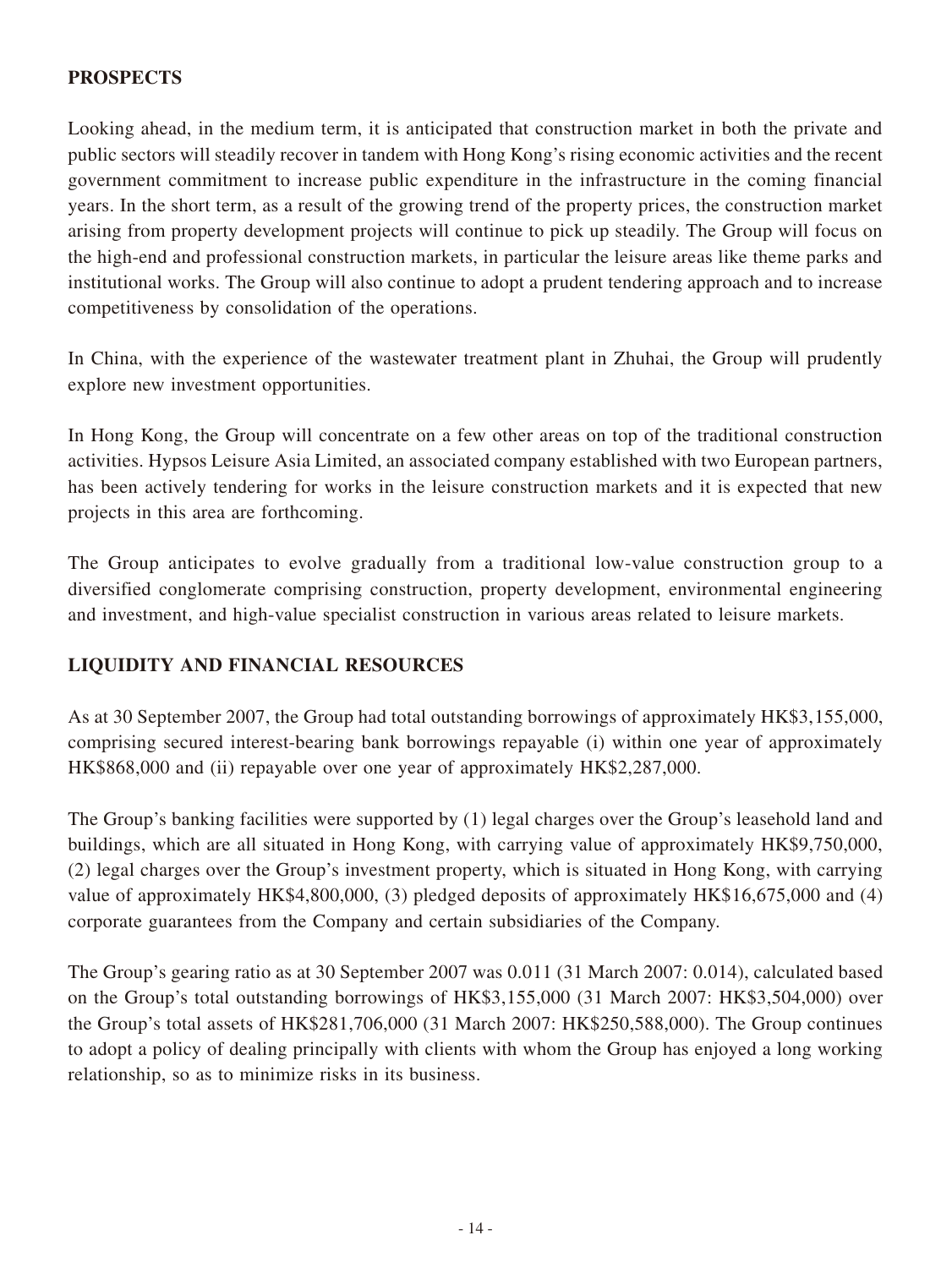## PROSPECTS

Looking ahead, in the medium term, it is anticipated that construction market in both the private and public sectors will steadily recover in tandem with Hong Kong's rising economic activities and the recent government commitment to increase public expenditure in the infrastructure in the coming financial years. In the short term, as a result of the growing trend of the property prices, the construction market arising from property development projects will continue to pick up steadily. The Group will focus on the high-end and professional construction markets, in particular the leisure areas like theme parks and institutional works. The Group will also continue to adopt a prudent tendering approach and to increase competitiveness by consolidation of the operations.

In China, with the experience of the wastewater treatment plant in Zhuhai, the Group will prudently explore new investment opportunities.

In Hong Kong, the Group will concentrate on a few other areas on top of the traditional construction activities. Hypsos Leisure Asia Limited, an associated company established with two European partners, has been actively tendering for works in the leisure construction markets and it is expected that new projects in this area are forthcoming.

The Group anticipates to evolve gradually from a traditional low-value construction group to a diversified conglomerate comprising construction, property development, environmental engineering and investment, and high-value specialist construction in various areas related to leisure markets.

## LIQUIDITY AND FINANCIAL RESOURCES

As at 30 September 2007, the Group had total outstanding borrowings of approximately HK$3,155,000, comprising secured interest-bearing bank borrowings repayable (i) within one year of approximately HK$868,000 and (ii) repayable over one year of approximately HK$2,287,000.

The Group's banking facilities were supported by (1) legal charges over the Group's leasehold land and buildings, which are all situated in Hong Kong, with carrying value of approximately HK$9,750,000, (2) legal charges over the Group's investment property, which is situated in Hong Kong, with carrying value of approximately HK$4,800,000, (3) pledged deposits of approximately HK$16,675,000 and (4) corporate guarantees from the Company and certain subsidiaries of the Company.

The Group's gearing ratio as at 30 September 2007 was 0.011 (31 March 2007: 0.014), calculated based on the Group's total outstanding borrowings of HK$3,155,000 (31 March 2007: HK$3,504,000) over the Group's total assets of HK$281,706,000 (31 March 2007: HK$250,588,000). The Group continues to adopt a policy of dealing principally with clients with whom the Group has enjoyed a long working relationship, so as to minimize risks in its business.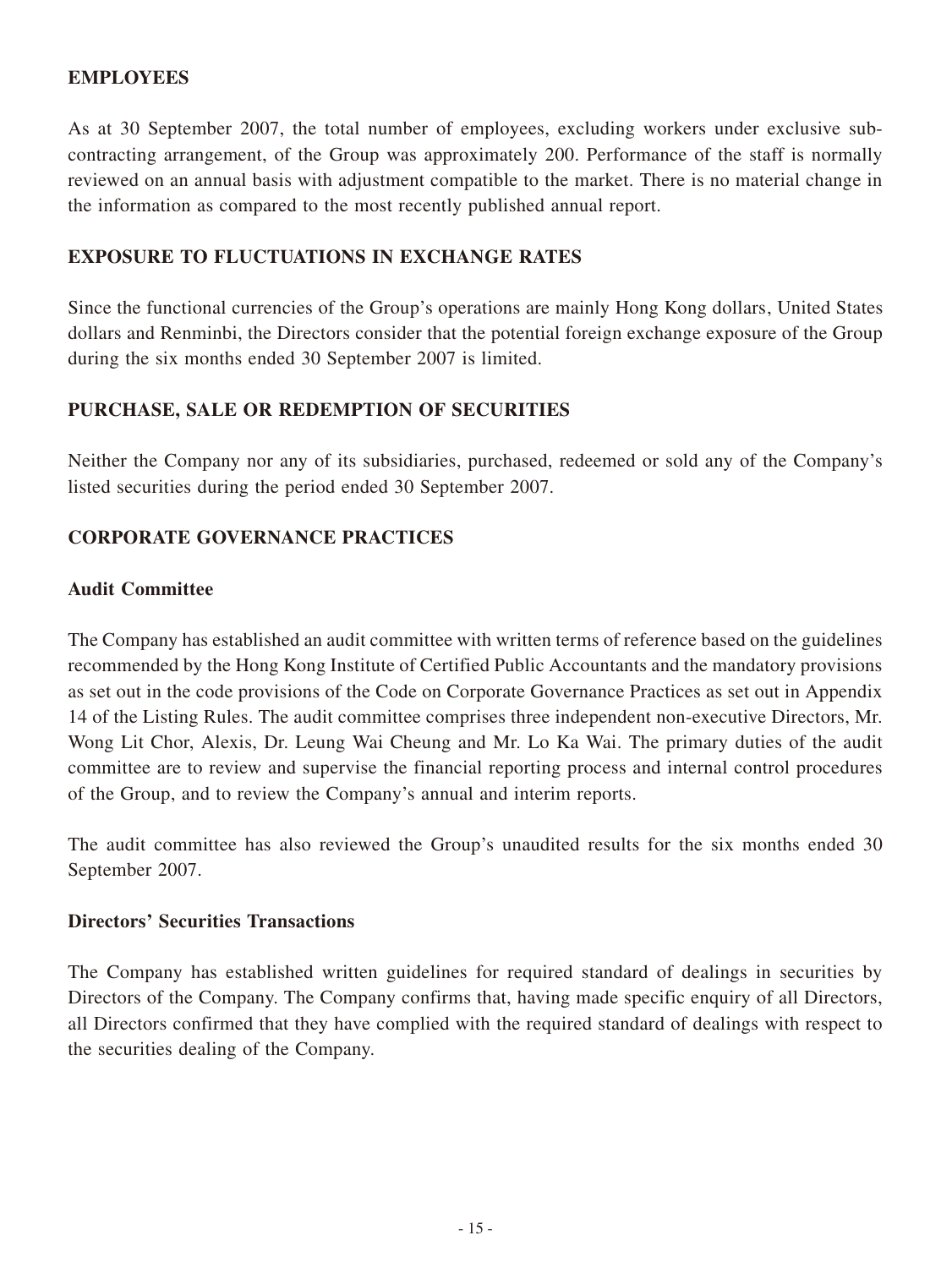## EMPLOYEES

As at 30 September 2007, the total number of employees, excluding workers under exclusive sub-contracting arrangement, of the Group was approximately 200. Performance of the staff is normally reviewed on an annual basis with adjustment compatible to the market. There is no material change in the information as compared to the most recently published annual report.

## EXPOSURE TO FLUCTUATIONS IN EXCHANGE RATES

Since the functional currencies of the Group's operations are mainly Hong Kong dollars, United States dollars and Renminbi, the Directors consider that the potential foreign exchange exposure of the Group during the six months ended 30 September 2007 is limited.

## PURCHASE, SALE OR REDEMPTION OF SECURITIES

Neither the Company nor any of its subsidiaries, purchased, redeemed or sold any of the Company's listed securities during the period ended 30 September 2007.

## CORPORATE GOVERNANCE PRACTICES

### Audit Committee

The Company has established an audit committee with written terms of reference based on the guidelines recommended by the Hong Kong Institute of Certified Public Accountants and the mandatory provisions as set out in the code provisions of the Code on Corporate Governance Practices as set out in Appendix 14 of the Listing Rules. The audit committee comprises three independent non-executive Directors, Mr. Wong Lit Chor, Alexis, Dr. Leung Wai Cheung and Mr. Lo Ka Wai. The primary duties of the audit committee are to review and supervise the financial reporting process and internal control procedures of the Group, and to review the Company's annual and interim reports.

The audit committee has also reviewed the Group's unaudited results for the six months ended 30 September 2007.

### Directors' Securities Transactions

The Company has established written guidelines for required standard of dealings in securities by Directors of the Company. The Company confirms that, having made specific enquiry of all Directors, all Directors confirmed that they have complied with the required standard of dealings with respect to the securities dealing of the Company.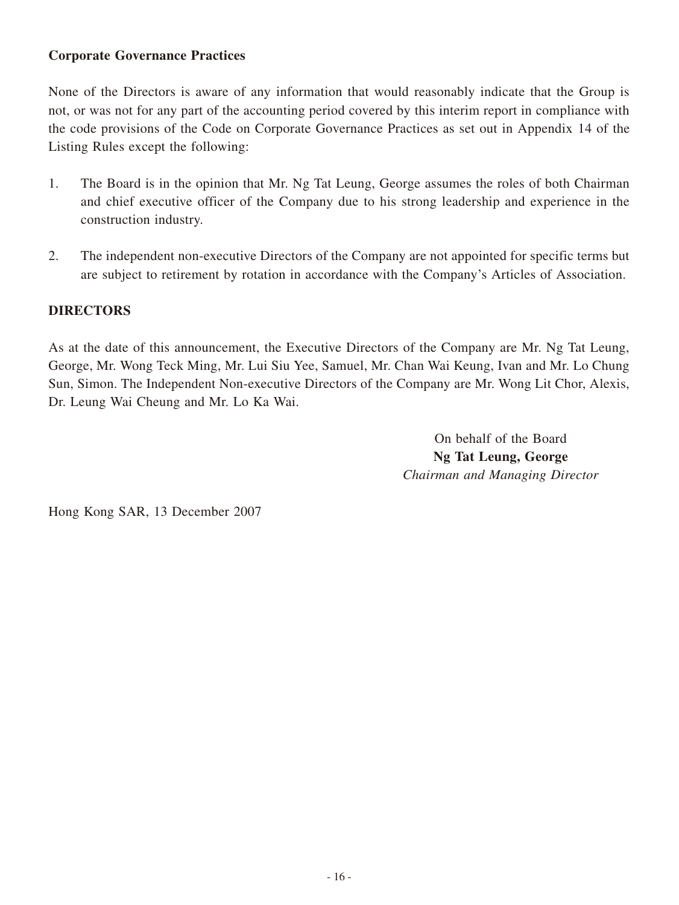**Corporate Governance Practices**

None of the Directors is aware of any information that would reasonably indicate that the Group is not, or was not for any part of the accounting period covered by this interim report in compliance with the code provisions of the Code on Corporate Governance Practices as set out in Appendix 14 of the Listing Rules except the following:

1. The Board is in the opinion that Mr. Ng Tat Leung, George assumes the roles of both Chairman and chief executive officer of the Company due to his strong leadership and experience in the construction industry.

2. The independent non-executive Directors of the Company are not appointed for specific terms but are subject to retirement by rotation in accordance with the Company's Articles of Association.

**DIRECTORS**

As at the date of this announcement, the Executive Directors of the Company are Mr. Ng Tat Leung, George, Mr. Wong Teck Ming, Mr. Lui Siu Yee, Samuel, Mr. Chan Wai Keung, Ivan and Mr. Lo Chung Sun, Simon. The Independent Non-executive Directors of the Company are Mr. Wong Lit Chor, Alexis, Dr. Leung Wai Cheung and Mr. Lo Ka Wai.

On behalf of the Board
**Ng Tat Leung, George**
*Chairman and Managing Director*

Hong Kong SAR, 13 December 2007